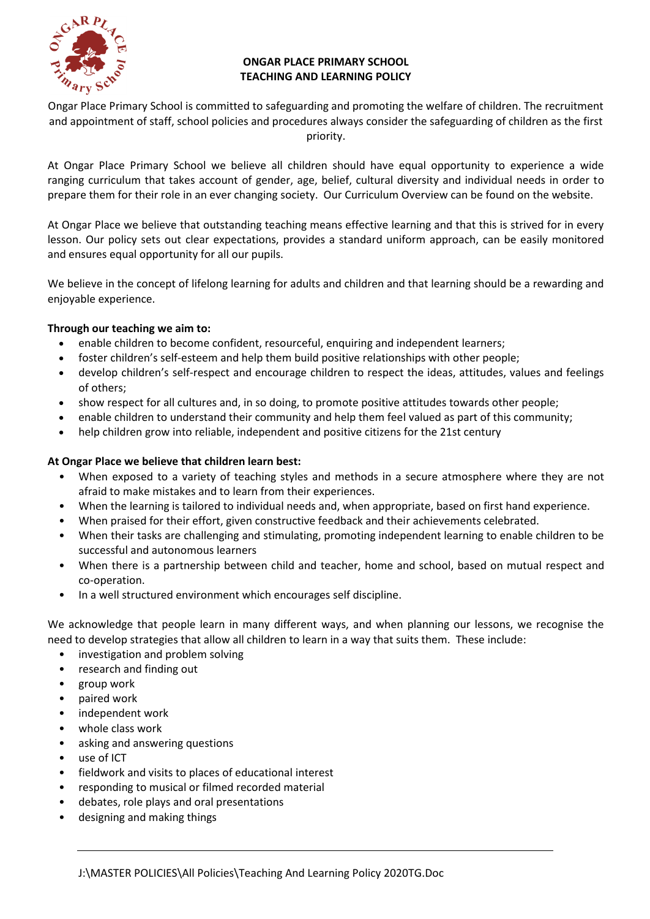# ONGAR PLACE PRIMARY SCHOOL
## TEACHING AND LEARNING POLICY

Ongar Place Primary School is committed to safeguarding and promoting the welfare of children. The recruitment and appointment of staff, school policies and procedures always consider the safeguarding of children as the first priority.

At Ongar Place Primary School we believe all children should have equal opportunity to experience a wide ranging curriculum that takes account of gender, age, belief, cultural diversity and individual needs in order to prepare them for their role in an ever changing society. Our Curriculum Overview can be found on the website.

At Ongar Place we believe that outstanding teaching means effective learning and that this is strived for in every lesson. Our policy sets out clear expectations, provides a standard uniform approach, can be easily monitored and ensures equal opportunity for all our pupils.

We believe in the concept of lifelong learning for adults and children and that learning should be a rewarding and enjoyable experience.

**Through our teaching we aim to:**

- enable children to become confident, resourceful, enquiring and independent learners;
- foster children's self-esteem and help them build positive relationships with other people;
- develop children's self-respect and encourage children to respect the ideas, attitudes, values and feelings of others;
- show respect for all cultures and, in so doing, to promote positive attitudes towards other people;
- enable children to understand their community and help them feel valued as part of this community;
- help children grow into reliable, independent and positive citizens for the 21st century

**At Ongar Place we believe that children learn best:**

- When exposed to a variety of teaching styles and methods in a secure atmosphere where they are not afraid to make mistakes and to learn from their experiences.
- When the learning is tailored to individual needs and, when appropriate, based on first hand experience.
- When praised for their effort, given constructive feedback and their achievements celebrated.
- When their tasks are challenging and stimulating, promoting independent learning to enable children to be successful and autonomous learners
- When there is a partnership between child and teacher, home and school, based on mutual respect and co-operation.
- In a well structured environment which encourages self discipline.

We acknowledge that people learn in many different ways, and when planning our lessons, we recognise the need to develop strategies that allow all children to learn in a way that suits them. These include:

- investigation and problem solving
- research and finding out
- group work
- paired work
- independent work
- whole class work
- asking and answering questions
- use of ICT
- fieldwork and visits to places of educational interest
- responding to musical or filmed recorded material
- debates, role plays and oral presentations
- designing and making things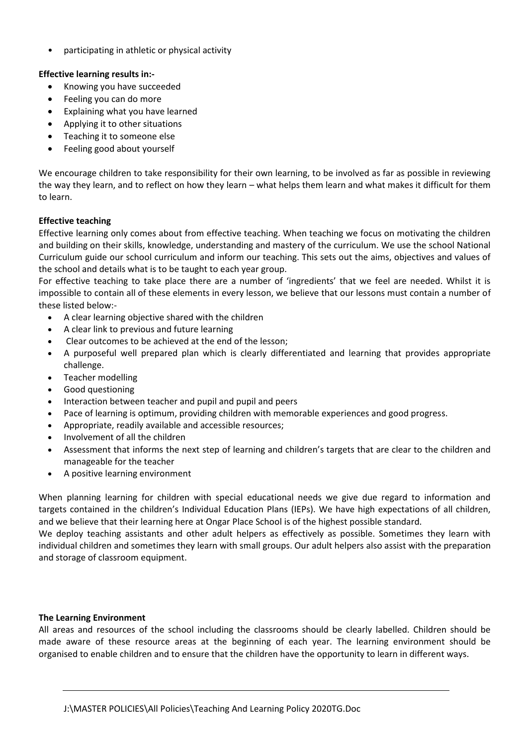- participating in athletic or physical activity

**Effective learning results in:-**

- Knowing you have succeeded
- Feeling you can do more
- Explaining what you have learned
- Applying it to other situations
- Teaching it to someone else
- Feeling good about yourself

We encourage children to take responsibility for their own learning, to be involved as far as possible in reviewing the way they learn, and to reflect on how they learn – what helps them learn and what makes it difficult for them to learn.

**Effective teaching**

Effective learning only comes about from effective teaching. When teaching we focus on motivating the children and building on their skills, knowledge, understanding and mastery of the curriculum. We use the school National Curriculum guide our school curriculum and inform our teaching. This sets out the aims, objectives and values of the school and details what is to be taught to each year group.

For effective teaching to take place there are a number of 'ingredients' that we feel are needed. Whilst it is impossible to contain all of these elements in every lesson, we believe that our lessons must contain a number of these listed below:-

- A clear learning objective shared with the children
- A clear link to previous and future learning
- Clear outcomes to be achieved at the end of the lesson;
- A purposeful well prepared plan which is clearly differentiated and learning that provides appropriate challenge.
- Teacher modelling
- Good questioning
- Interaction between teacher and pupil and pupil and peers
- Pace of learning is optimum, providing children with memorable experiences and good progress.
- Appropriate, readily available and accessible resources;
- Involvement of all the children
- Assessment that informs the next step of learning and children's targets that are clear to the children and manageable for the teacher
- A positive learning environment

When planning learning for children with special educational needs we give due regard to information and targets contained in the children's Individual Education Plans (IEPs). We have high expectations of all children, and we believe that their learning here at Ongar Place School is of the highest possible standard.

We deploy teaching assistants and other adult helpers as effectively as possible. Sometimes they learn with individual children and sometimes they learn with small groups. Our adult helpers also assist with the preparation and storage of classroom equipment.

**The Learning Environment**

All areas and resources of the school including the classrooms should be clearly labelled. Children should be made aware of these resource areas at the beginning of each year. The learning environment should be organised to enable children and to ensure that the children have the opportunity to learn in different ways.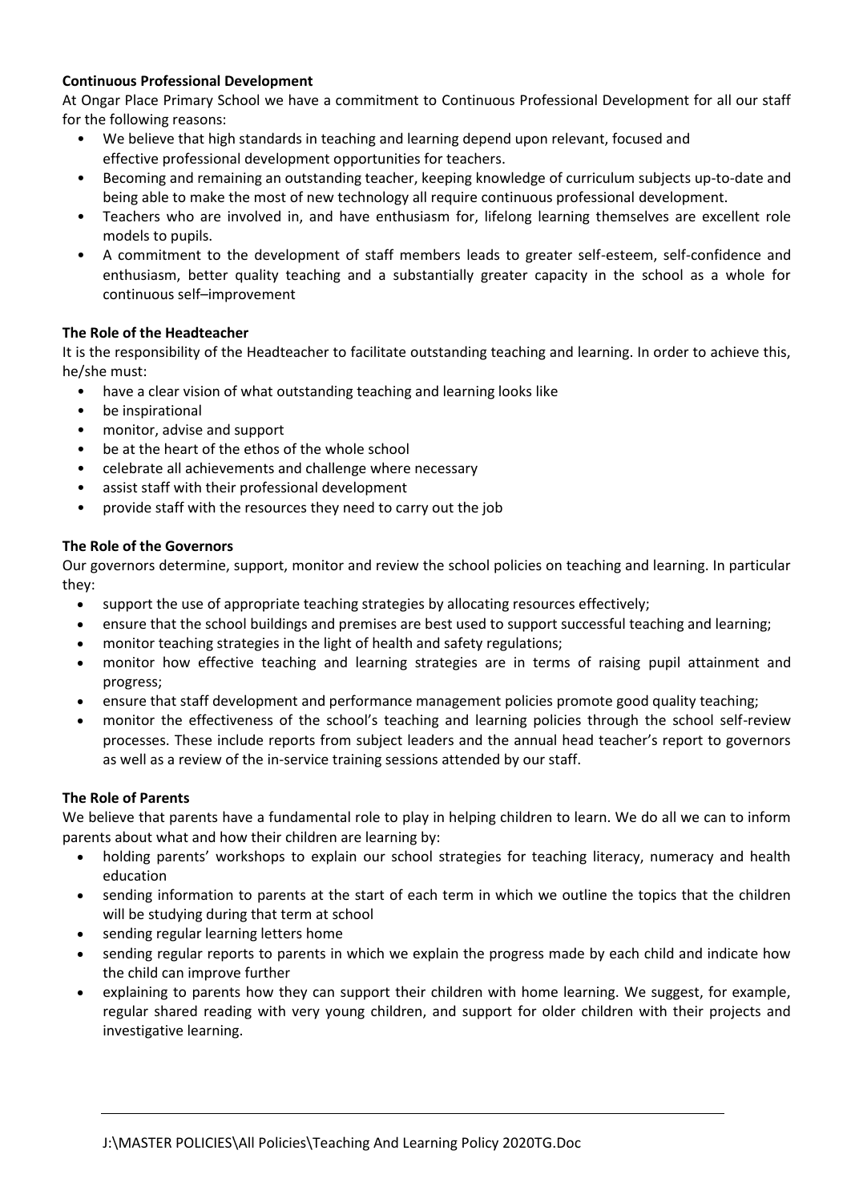**Continuous Professional Development**

At Ongar Place Primary School we have a commitment to Continuous Professional Development for all our staff for the following reasons:

- We believe that high standards in teaching and learning depend upon relevant, focused and effective professional development opportunities for teachers.
- Becoming and remaining an outstanding teacher, keeping knowledge of curriculum subjects up-to-date and being able to make the most of new technology all require continuous professional development.
- Teachers who are involved in, and have enthusiasm for, lifelong learning themselves are excellent role models to pupils.
- A commitment to the development of staff members leads to greater self-esteem, self-confidence and enthusiasm, better quality teaching and a substantially greater capacity in the school as a whole for continuous self–improvement

**The Role of the Headteacher**

It is the responsibility of the Headteacher to facilitate outstanding teaching and learning. In order to achieve this, he/she must:

- have a clear vision of what outstanding teaching and learning looks like
- be inspirational
- monitor, advise and support
- be at the heart of the ethos of the whole school
- celebrate all achievements and challenge where necessary
- assist staff with their professional development
- provide staff with the resources they need to carry out the job

**The Role of the Governors**

Our governors determine, support, monitor and review the school policies on teaching and learning. In particular they:

- support the use of appropriate teaching strategies by allocating resources effectively;
- ensure that the school buildings and premises are best used to support successful teaching and learning;
- monitor teaching strategies in the light of health and safety regulations;
- monitor how effective teaching and learning strategies are in terms of raising pupil attainment and progress;
- ensure that staff development and performance management policies promote good quality teaching;
- monitor the effectiveness of the school's teaching and learning policies through the school self-review processes. These include reports from subject leaders and the annual head teacher's report to governors as well as a review of the in-service training sessions attended by our staff.

**The Role of Parents**

We believe that parents have a fundamental role to play in helping children to learn. We do all we can to inform parents about what and how their children are learning by:

- holding parents' workshops to explain our school strategies for teaching literacy, numeracy and health education
- sending information to parents at the start of each term in which we outline the topics that the children will be studying during that term at school
- sending regular learning letters home
- sending regular reports to parents in which we explain the progress made by each child and indicate how the child can improve further
- explaining to parents how they can support their children with home learning. We suggest, for example, regular shared reading with very young children, and support for older children with their projects and investigative learning.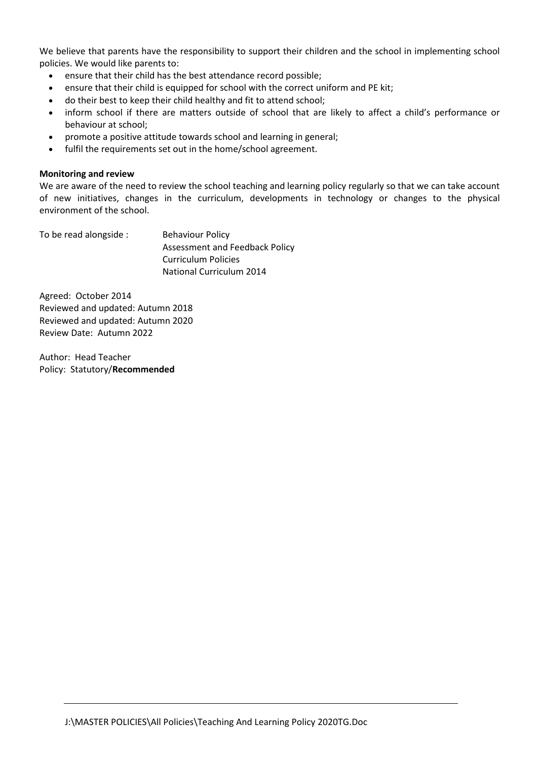We believe that parents have the responsibility to support their children and the school in implementing school policies. We would like parents to:

- ensure that their child has the best attendance record possible;
- ensure that their child is equipped for school with the correct uniform and PE kit;
- do their best to keep their child healthy and fit to attend school;
- inform school if there are matters outside of school that are likely to affect a child's performance or behaviour at school;
- promote a positive attitude towards school and learning in general;
- fulfil the requirements set out in the home/school agreement.

**Monitoring and review**

We are aware of the need to review the school teaching and learning policy regularly so that we can take account of new initiatives, changes in the curriculum, developments in technology or changes to the physical environment of the school.

To be read alongside : Behaviour Policy
Assessment and Feedback Policy
Curriculum Policies
National Curriculum 2014

Agreed: October 2014
Reviewed and updated: Autumn 2018
Reviewed and updated: Autumn 2020
Review Date: Autumn 2022

Author: Head Teacher
Policy: Statutory/**Recommended**

J:\MASTER POLICIES\All Policies\Teaching And Learning Policy 2020TG.Doc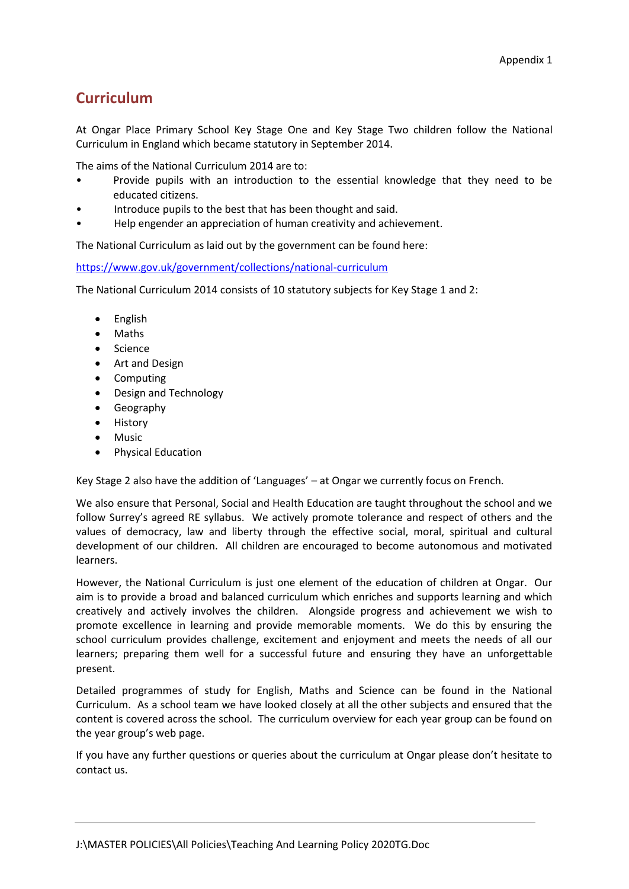Appendix 1

# Curriculum

At Ongar Place Primary School Key Stage One and Key Stage Two children follow the National Curriculum in England which became statutory in September 2014.

The aims of the National Curriculum 2014 are to:

- Provide pupils with an introduction to the essential knowledge that they need to be educated citizens.
- Introduce pupils to the best that has been thought and said.
- Help engender an appreciation of human creativity and achievement.

The National Curriculum as laid out by the government can be found here:

https://www.gov.uk/government/collections/national-curriculum

The National Curriculum 2014 consists of 10 statutory subjects for Key Stage 1 and 2:

- English
- Maths
- Science
- Art and Design
- Computing
- Design and Technology
- Geography
- History
- Music
- Physical Education

Key Stage 2 also have the addition of 'Languages' – at Ongar we currently focus on French.

We also ensure that Personal, Social and Health Education are taught throughout the school and we follow Surrey's agreed RE syllabus. We actively promote tolerance and respect of others and the values of democracy, law and liberty through the effective social, moral, spiritual and cultural development of our children. All children are encouraged to become autonomous and motivated learners.

However, the National Curriculum is just one element of the education of children at Ongar. Our aim is to provide a broad and balanced curriculum which enriches and supports learning and which creatively and actively involves the children. Alongside progress and achievement we wish to promote excellence in learning and provide memorable moments. We do this by ensuring the school curriculum provides challenge, excitement and enjoyment and meets the needs of all our learners; preparing them well for a successful future and ensuring they have an unforgettable present.

Detailed programmes of study for English, Maths and Science can be found in the National Curriculum. As a school team we have looked closely at all the other subjects and ensured that the content is covered across the school. The curriculum overview for each year group can be found on the year group's web page.

If you have any further questions or queries about the curriculum at Ongar please don't hesitate to contact us.